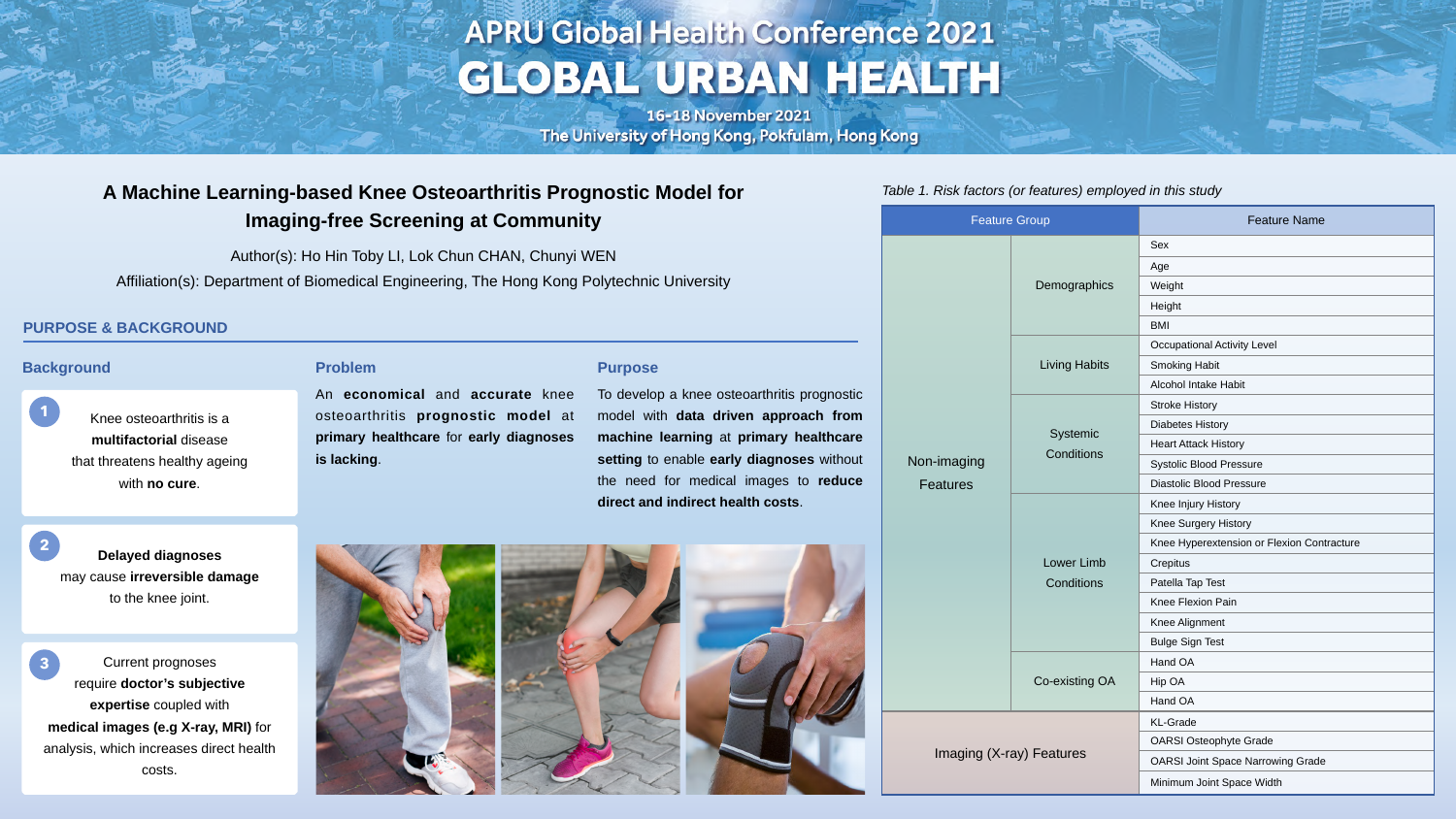# APRU Global Health Conference 2021
# GLOBAL URBAN HEALTH

16-18 November 2021
The University of Hong Kong, Pokfulam, Hong Kong

## A Machine Learning-based Knee Osteoarthritis Prognostic Model for Imaging-free Screening at Community

Author(s): Ho Hin Toby LI, Lok Chun CHAN, Chunyi WEN

Affiliation(s): Department of Biomedical Engineering, The Hong Kong Polytechnic University

## PURPOSE & BACKGROUND

### Background

1. Knee osteoarthritis is a **multifactorial** disease that threatens healthy ageing with **no cure**.
2. **Delayed diagnoses** may cause **irreversible damage** to the knee joint.
3. Current prognoses require **doctor's subjective expertise** coupled with **medical images (e.g X-ray, MRI)** for analysis, which increases direct health costs.

### Problem

An **economical** and **accurate** knee osteoarthritis **prognostic model** at **primary healthcare** for **early diagnoses is lacking**.

### Purpose

To develop a knee osteoarthritis prognostic model with **data driven approach from machine learning** at **primary healthcare setting** to enable **early diagnoses** without the need for medical images to **reduce direct and indirect health costs**.

*Table 1. Risk factors (or features) employed in this study*

| Feature Group | | Feature Name |
|---|---|---|
| Non-imaging Features | Demographics | Sex |
| | | Age |
| | | Weight |
| | | Height |
| | | BMI |
| | Living Habits | Occupational Activity Level |
| | | Smoking Habit |
| | | Alcohol Intake Habit |
| | Systemic Conditions | Stroke History |
| | | Diabetes History |
| | | Heart Attack History |
| | | Systolic Blood Pressure |
| | | Diastolic Blood Pressure |
| | Lower Limb Conditions | Knee Injury History |
| | | Knee Surgery History |
| | | Knee Hyperextension or Flexion Contracture |
| | | Crepitus |
| | | Patella Tap Test |
| | | Knee Flexion Pain |
| | | Knee Alignment |
| | | Bulge Sign Test |
| | Co-existing OA | Hand OA |
| | | Hip OA |
| | | Hand OA |
| Imaging (X-ray) Features | | KL-Grade |
| | | OARSI Osteophyte Grade |
| | | OARSI Joint Space Narrowing Grade |
| | | Minimum Joint Space Width |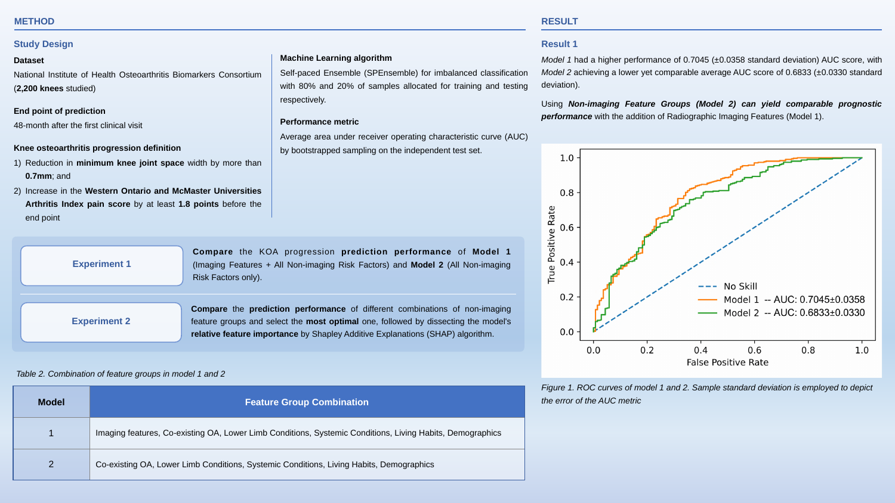## METHOD

### Study Design

**Dataset**

National Institute of Health Osteoarthritis Biomarkers Consortium (**2,200 knees** studied)

**End point of prediction**

48-month after the first clinical visit

**Knee osteoarthritis progression definition**

1) Reduction in **minimum knee joint space** width by more than **0.7mm**; and
2) Increase in the **Western Ontario and McMaster Universities Arthritis Index pain score** by at least **1.8 points** before the end point

**Machine Learning algorithm**

Self-paced Ensemble (SPEnsemble) for imbalanced classification with 80% and 20% of samples allocated for training and testing respectively.

**Performance metric**

Average area under receiver operating characteristic curve (AUC) by bootstrapped sampling on the independent test set.

**Experiment 1**

**Compare** the KOA progression **prediction performance** of **Model 1** (Imaging Features + All Non-imaging Risk Factors) and **Model 2** (All Non-imaging Risk Factors only).

**Experiment 2**

**Compare** the **prediction performance** of different combinations of non-imaging feature groups and select the **most optimal** one, followed by dissecting the model's **relative feature importance** by Shapley Additive Explanations (SHAP) algorithm.

*Table 2. Combination of feature groups in model 1 and 2*

| Model | Feature Group Combination |
|---|---|
| 1 | Imaging features, Co-existing OA, Lower Limb Conditions, Systemic Conditions, Living Habits, Demographics |
| 2 | Co-existing OA, Lower Limb Conditions, Systemic Conditions, Living Habits, Demographics |

## RESULT

### Result 1

*Model 1* had a higher performance of 0.7045 (±0.0358 standard deviation) AUC score, with *Model 2* achieving a lower yet comparable average AUC score of 0.6833 (±0.0330 standard deviation).

Using ***Non-imaging Feature Groups (Model 2) can yield comparable prognostic performance*** with the addition of Radiographic Imaging Features (Model 1).

*Figure 1. ROC curves of model 1 and 2. Sample standard deviation is employed to depict the error of the AUC metric*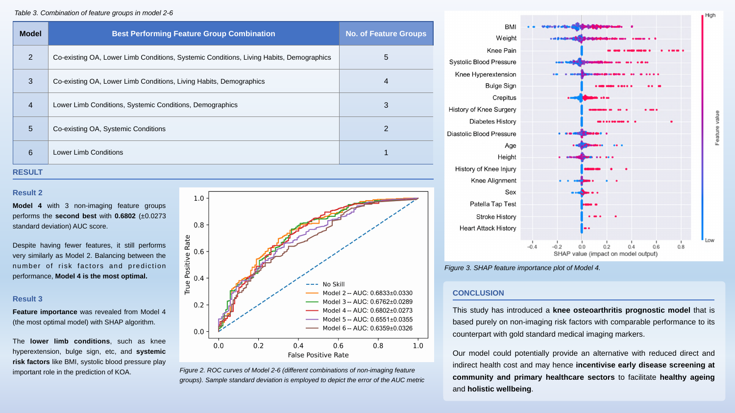*Table 3. Combination of feature groups in model 2-6*

| Model | Best Performing Feature Group Combination | No. of Feature Groups |
|---|---|---|
| 2 | Co-existing OA, Lower Limb Conditions, Systemic Conditions, Living Habits, Demographics | 5 |
| 3 | Co-existing OA, Lower Limb Conditions, Living Habits, Demographics | 4 |
| 4 | Lower Limb Conditions, Systemic Conditions, Demographics | 3 |
| 5 | Co-existing OA, Systemic Conditions | 2 |
| 6 | Lower Limb Conditions | 1 |

## RESULT

### Result 2

**Model 4** with 3 non-imaging feature groups performs the **second best** with **0.6802** (±0.0273 standard deviation) AUC score.

Despite having fewer features, it still performs very similarly as Model 2. Balancing between the number of risk factors and prediction performance, **Model 4 is the most optimal.**

### Result 3

**Feature importance** was revealed from Model 4 (the most optimal model) with SHAP algorithm.

The **lower limb conditions**, such as knee hyperextension, bulge sign, etc, and **systemic risk factors** like BMI, systolic blood pressure play important role in the prediction of KOA.

1.0
0.8
0.6
0.4
0.2
0.0
True Positive Rate
0.0 0.2 0.4 0.6 0.8 1.0
False Positive Rate
No Skill
Model 2 -- AUC: 0.6833±0.0330
Model 3 -- AUC: 0.6762±0.0289
Model 4 -- AUC: 0.6802±0.0273
Model 5 -- AUC: 0.6551±0.0355
Model 6 -- AUC: 0.6359±0.0326

*Figure 2. ROC curves of Model 2-6 (different combinations of non-imaging feature groups). Sample standard deviation is employed to depict the error of the AUC metric*

BMI
Weight
Knee Pain
Systolic Blood Pressure
Knee Hyperextension
Bulge Sign
Crepitus
History of Knee Surgery
Diabetes History
Diastolic Blood Pressure
Age
Height
History of Knee Injury
Knee Alignment
Sex
Patella Tap Test
Stroke History
Heart Attack History
−0.4 −0.2 0.0 0.2 0.4 0.6 0.8
SHAP value (impact on model output)
High
Feature value
Low

*Figure 3. SHAP feature importance plot of Model 4.*

## CONCLUSION

This study has introduced a **knee osteoarthritis prognostic model** that is based purely on non-imaging risk factors with comparable performance to its counterpart with gold standard medical imaging markers.

Our model could potentially provide an alternative with reduced direct and indirect health cost and may hence **incentivise early disease screening at community and primary healthcare sectors** to facilitate **healthy ageing** and **holistic wellbeing**.